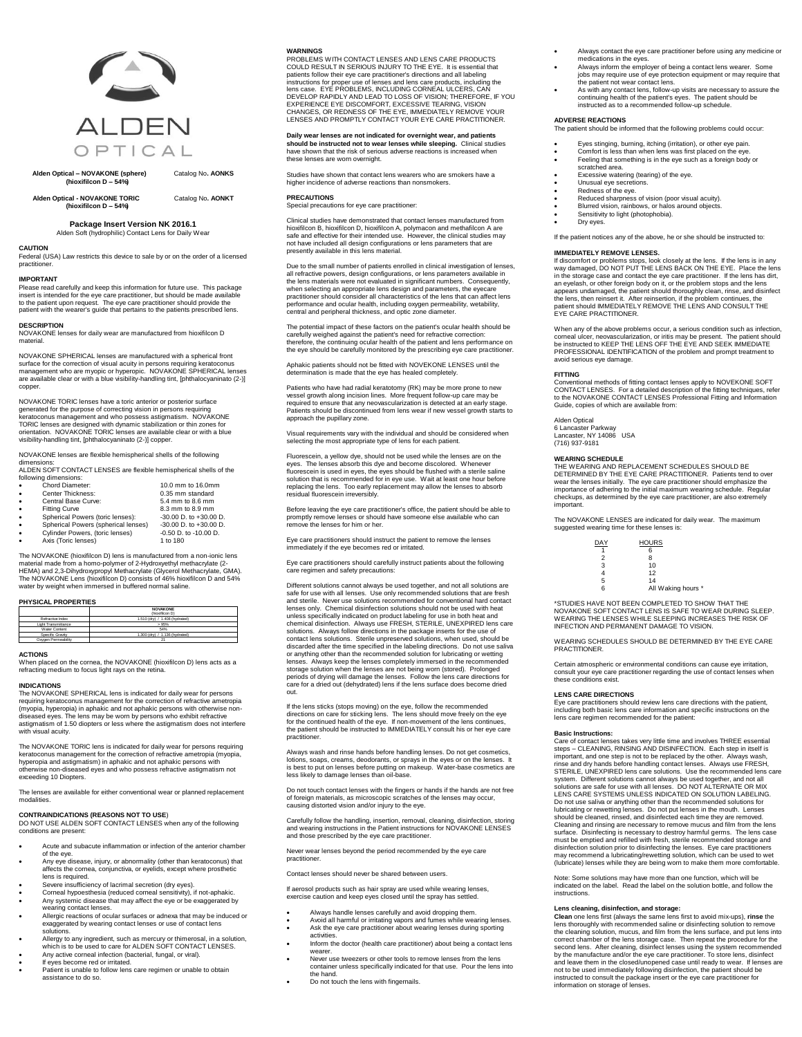ALDEN OPTICAL

**Alden Optical – NOVAKONE (sphere) (hioxifilcon D – 54%)** Catalog No. **AONKS**

**Alden Optical - NOVAKONE TORIC (hioxifilcon D – 54%)** Catalog No. **AONKT**

## Package Insert Version NK 2016.1

Alden Soft (hydrophilic) Contact Lens for Daily Wear

### CAUTION

Federal (USA) Law restricts this device to sale by or on the order of a licensed practitioner.

### IMPORTANT

Please read carefully and keep this information for future use. This package insert is intended for the eye care practitioner, but should be made available to the patient upon request. The eye care practitioner should provide the patient with the wearer's guide that pertains to the patients prescribed lens.

### DESCRIPTION

NOVAKONE lenses for daily wear are manufactured from hioxifilcon D material.

NOVAKONE SPHERICAL lenses are manufactured with a spherical front surface for the correction of visual acuity in persons requiring keratoconus management who are myopic or hyperopic. NOVAKONE SPHERICAL lenses are available clear or with a blue visibility-handling tint, [phthalocyaninato (2-)] copper.

NOVAKONE TORIC lenses have a toric anterior or posterior surface generated for the purpose of correcting vision in persons requiring keratoconus management and who possess astigmatism. NOVAKONE TORIC lenses are designed with dynamic stabilization or thin zones for orientation. NOVAKONE TORIC lenses are available clear or with a blue visibility-handling tint, [phthalocyaninato (2-)] copper.

NOVAKONE lenses are flexible hemispherical shells of the following dimensions:
ALDEN SOFT CONTACT LENSES are flexible hemispherical shells of the following dimensions:

- Chord Diameter: 10.0 mm to 16.0mm
- Center Thickness: 0.35 mm standard
- Central Base Curve: 5.4 mm to 8.6 mm
- Fitting Curve 8.3 mm to 8.9 mm
- Spherical Powers (toric lenses): -30.00 D. to +30.00 D.
- Spherical Powers (spherical lenses) -30.00 D. to +30.00 D.
- Cylinder Powers, (toric lenses) -0.50 D. to -10.00 D.
- Axis (Toric lenses) 1 to 180

The NOVAKONE (hioxifilcon D) lens is manufactured from a non-ionic lens material made from a homo-polymer of 2-Hydroxyethyl methacrylate (2-HEMA) and 2,3-Dihydroxypropyl Methacrylate (Glycerol Methacrylate, GMA). The NOVAKONE Lens (hioxifilcon D) consists of 46% hioxifilcon D and 54% water by weight when immersed in buffered normal saline.

### PHYSICAL PROPERTIES

| | NOVAKONE (hioxifilcon D) |
|---|---|
| Refractive Index | 1.510 (dry) / 1.408 (hydrated) |
| Light Transmittance | > 95% |
| Water Content | 54% |
| Specific Gravity | 1.300 (dry) / 1.130 (hydrated) |
| Oxygen Permeability | 21 |

### ACTIONS

When placed on the cornea, the NOVAKONE (hioxifilcon D) lens acts as a refracting medium to focus light rays on the retina.

### INDICATIONS

The NOVAKONE SPHERICAL lens is indicated for daily wear for persons requiring keratoconus management for the correction of refractive ametropia (myopia, hyperopia) in aphakic and not aphakic persons with otherwise non-diseased eyes. The lens may be worn by persons who exhibit refractive astigmatism of 1.50 diopters or less where the astigmatism does not interfere with visual acuity.

The NOVAKONE TORIC lens is indicated for daily wear for persons requiring keratoconus management for the correction of refractive ametropia (myopia, hyperopia and astigmatism) in aphakic and not aphakic persons with otherwise non-diseased eyes and who possess refractive astigmatism not exceeding 10 Diopters.

The lenses are available for either conventional wear or planned replacement modalities.

### CONTRAINDICATIONS (REASONS NOT TO USE)

DO NOT USE ALDEN SOFT CONTACT LENSES when any of the following conditions are present:

- Acute and subacute inflammation or infection of the anterior chamber of the eye.
- Any eye disease, injury, or abnormality (other than keratoconus) that affects the cornea, conjunctiva, or eyelids, except where prosthetic lens is required.
- Severe insufficiency of lacrimal secretion (dry eyes).
- Corneal hypoesthesia (reduced corneal sensitivity), if not-aphakic.
- Any systemic disease that may affect the eye or be exaggerated by wearing contact lenses.
- Allergic reactions of ocular surfaces or adnexa that may be induced or exaggerated by wearing contact lenses or use of contact lens solutions.
- Allergy to any ingredient, such as mercury or thimerosal, in a solution, which is to be used to care for ALDEN SOFT CONTACT LENSES.
- Any active corneal infection (bacterial, fungal, or viral).
- If eyes become red or irritated.
- Patient is unable to follow lens care regimen or unable to obtain assistance to do so.

### WARNINGS

PROBLEMS WITH CONTACT LENSES AND LENS CARE PRODUCTS COULD RESULT IN SERIOUS INJURY TO THE EYE. It is essential that patients follow their eye care practitioner's directions and all labeling instructions for proper use of lenses and lens care products, including the lens case. EYE PROBLEMS, INCLUDING CORNEAL ULCERS, CAN DEVELOP RAPIDLY AND LEAD TO LOSS OF VISION; THEREFORE, IF YOU EXPERIENCE EYE DISCOMFORT, EXCESSIVE TEARING, VISION CHANGES, OR REDNESS OF THE EYE, IMMEDIATELY REMOVE YOUR LENSES AND PROMPTLY CONTACT YOUR EYE CARE PRACTITIONER.

**Daily wear lenses are not indicated for overnight wear, and patients should be instructed not to wear lenses while sleeping.** Clinical studies have shown that the risk of serious adverse reactions is increased when these lenses are worn overnight.

Studies have shown that contact lens wearers who are smokers have a higher incidence of adverse reactions than nonsmokers.

### PRECAUTIONS

Special precautions for eye care practitioner:

Clinical studies have demonstrated that contact lenses manufactured from hioxifilcon B, hioxifilcon D, hioxifilcon A, polymacon and methafilcon A are safe and effective for their intended use. However, the clinical studies may not have included all design configurations or lens parameters that are presently available in this lens material.

Due to the small number of patients enrolled in clinical investigation of lenses, all refractive powers, design configurations, or lens parameters available in the lens materials were not evaluated in significant numbers. Consequently, when selecting an appropriate lens design and parameters, the eyecare practitioner should consider all characteristics of the lens that can affect lens performance and ocular health, including oxygen permeability, wetability, central and peripheral thickness, and optic zone diameter.

The potential impact of these factors on the patient's ocular health should be carefully weighed against the patient's need for refractive correction: therefore, the continuing ocular health of the patient and lens performance on the eye should be carefully monitored by the prescribing eye care practitioner.

Aphakic patients should not be fitted with NOVEKONE LENSES until the determination is made that the eye has healed completely.

Patients who have had radial keratotomy (RK) may be more prone to new vessel growth along incision lines. More frequent follow-up care may be required to ensure that any neovascularization is detected at an early stage. Patients should be discontinued from lens wear if new vessel growth starts to approach the pupillary zone.

Visual requirements vary with the individual and should be considered when selecting the most appropriate type of lens for each patient.

Fluorescein, a yellow dye, should not be used while the lenses are on the eyes. The lenses absorb this dye and become discolored. Whenever fluorescein is used in eyes, the eyes should be flushed with a sterile saline solution that is recommended for in eye use. Wait at least one hour before replacing the lens. Too early replacement may allow the lenses to absorb residual fluorescein irreversibly.

Before leaving the eye care practitioner's office, the patient should be able to promptly remove lenses or should have someone else available who can remove the lenses for him or her.

Eye care practitioners should instruct the patient to remove the lenses immediately if the eye becomes red or irritated.

Eye care practitioners should carefully instruct patients about the following care regimen and safety precautions:

Different solutions cannot always be used together, and not all solutions are safe for use with all lenses. Use only recommended solutions that are fresh and sterile. Never use solutions recommended for conventional hard contact lenses only. Chemical disinfection solutions should not be used with heat unless specifically indicated on product labeling for use in both heat and chemical disinfection. Always use FRESH, STERILE, UNEXPIRED lens care solutions. Always follow directions in the package inserts for the use of contact lens solutions. Sterile unpreserved solutions, when used, should be discarded after the time specified in the labeling directions. Do not use saliva or anything other than the recommended solution for lubricating or wetting lenses. Always keep the lenses completely immersed in the recommended storage solution when the lenses are not being worn (stored). Prolonged periods of drying will damage the lenses. Follow the lens care directions for care for a dried out (dehydrated) lens if the lens surface does become dried out.

If the lens sticks (stops moving) on the eye, follow the recommended directions on care for sticking lens. The lens should move freely on the eye for the continued health of the eye. If non-movement of the lens continues, the patient should be instructed to IMMEDIATELY consult his or her eye care practitioner.

Always wash and rinse hands before handling lenses. Do not get cosmetics, lotions, soaps, creams, deodorants, or sprays in the eyes or on the lenses. It is best to put on lenses before putting on makeup. Water-base cosmetics are less likely to damage lenses than oil-base.

Do not touch contact lenses with the fingers or hands if the hands are not free of foreign materials, as microscopic scratches of the lenses may occur, causing distorted vision and/or injury to the eye.

Carefully follow the handling, insertion, removal, cleaning, disinfection, storing and wearing instructions in the Patient instructions for NOVAKONE LENSES and those prescribed by the eye care practitioner.

Never wear lenses beyond the period recommended by the eye care practitioner.

Contact lenses should never be shared between users.

If aerosol products such as hair spray are used while wearing lenses, exercise caution and keep eyes closed until the spray has settled.

- Always handle lenses carefully and avoid dropping them.
- Avoid all harmful or irritating vapors and fumes while wearing lenses.
- Ask the eye care practitioner about wearing lenses during sporting activities.
- Inform the doctor (health care practitioner) about being a contact lens wearer.
- Never use tweezers or other tools to remove lenses from the lens container unless specifically indicated for that use. Pour the lens into the hand.
- Do not touch the lens with fingernails.
- Always contact the eye care practitioner before using any medicine or medications in the eyes.
- Always inform the employer of being a contact lens wearer. Some jobs may require use of eye protection equipment or may require that the patient not wear contact lens.
- As with any contact lens, follow-up visits are necessary to assure the continuing health of the patient's eyes. The patient should be instructed as to a recommended follow-up schedule.

### ADVERSE REACTIONS

The patient should be informed that the following problems could occur:

- Eyes stinging, burning, itching (irritation), or other eye pain.
- Comfort is less than when lens was first placed on the eye.
- Feeling that something is in the eye such as a foreign body or scratched area.
- Excessive watering (tearing) of the eye.
- Unusual eye secretions.
- Redness of the eye.
- Reduced sharpness of vision (poor visual acuity).
- Blurred vision, rainbows, or halos around objects.
- Sensitivity to light (photophobia).
- Dry eyes.

If the patient notices any of the above, he or she should be instructed to:

### IMMEDIATELY REMOVE LENSES.

If discomfort or problems stops, look closely at the lens. If the lens is in any way damaged, DO NOT PUT THE LENS BACK ON THE EYE. Place the lens in the storage case and contact the eye care practitioner. If the lens has dirt, an eyelash, or other foreign body on it, or the problem stops and the lens appears undamaged, the patient should thoroughly clean, rinse, and disinfect the lens, then reinsert it. After reinsertion, if the problem continues, the patient should IMMEDIATELY REMOVE THE LENS AND CONSULT THE EYE CARE PRACTITIONER.

When any of the above problems occur, a serious condition such as infection, corneal ulcer, neovascularization, or iritis may be present. The patient should be instructed to KEEP THE LENS OFF THE EYE AND SEEK IMMEDIATE PROFESSIONAL IDENTIFICATION of the problem and prompt treatment to avoid serious eye damage.

### FITTING

Conventional methods of fitting contact lenses apply to NOVEKONE SOFT CONTACT LENSES. For a detailed description of the fitting techniques, refer to the NOVAKONE CONTACT LENSES Professional Fitting and Information Guide, copies of which are available from:

Alden Optical
6 Lancaster Parkway
Lancaster, NY 14086 USA
(716) 937-9181

### WEARING SCHEDULE

THE WEARING AND REPLACEMENT SCHEDULES SHOULD BE DETERMINED BY THE EYE CARE PRACTITIONER. Patients tend to over wear the lenses initially. The eye care practitioner should emphasize the importance of adhering to the initial maximum wearing schedule. Regular checkups, as determined by the eye care practitioner, are also extremely important.

The NOVAKONE LENSES are indicated for daily wear. The maximum suggested wearing time for these lenses is:

| DAY | HOURS |
|---|---|
| 1 | 6 |
| 2 | 8 |
| 3 | 10 |
| 4 | 12 |
| 5 | 14 |
| 6 | All Waking hours * |

*STUDIES HAVE NOT BEEN COMPLETED TO SHOW THAT THE NOVAKONE SOFT CONTACT LENS IS SAFE TO WEAR DURING SLEEP. WEARING THE LENSES WHILE SLEEPING INCREASES THE RISK OF INFECTION AND PERMANENT DAMAGE TO VISION.

WEARING SCHEDULES SHOULD BE DETERMINED BY THE EYE CARE PRACTITIONER.

Certain atmospheric or environmental conditions can cause eye irritation, consult your eye care practitioner regarding the use of contact lenses when these conditions exist.

### LENS CARE DIRECTIONS

Eye care practitioners should review lens care directions with the patient, including both basic lens care information and specific instructions on the lens care regimen recommended for the patient:

#### Basic Instructions:

Care of contact lenses takes very little time and involves THREE essential steps – CLEANING, RINSING AND DISINFECTION. Each step in itself is important, and one step is not to be replaced by the other. Always wash, rinse and dry hands before handling contact lenses. Always use FRESH, STERILE, UNEXPIRED lens care solutions. Use the recommended lens care system. Different solutions cannot always be used together, and not all solutions are safe for use with all lenses. DO NOT ALTERNATE OR MIX LENS CARE SYSTEMS UNLESS INDICATED ON SOLUTION LABELING. Do not use saliva or anything other than the recommended solutions for lubricating or rewetting lenses. Do not put lenses in the mouth. Lenses should be cleaned, rinsed, and disinfected each time they are removed. Cleaning and rinsing are necessary to remove mucus and film from the lens surface. Disinfecting is necessary to destroy harmful germs. The lens case must be emptied and refilled with fresh, sterile recommended storage and disinfection solution prior to disinfecting the lenses. Eye care practitioners may recommend a lubricating/rewetting solution, which can be used to wet (lubricate) lenses while they are being worn to make them more comfortable.

Note: Some solutions may have more than one function, which will be indicated on the label. Read the label on the solution bottle, and follow the instructions.

#### Lens cleaning, disinfection, and storage:

**Clean** one lens first (always the same lens first to avoid mix-ups), **rinse** the lens thoroughly with recommended saline or disinfecting solution to remove the cleaning solution, mucus, and film from the lens surface, and put lens into correct chamber of the lens storage case. Then repeat the procedure for the second lens. After cleaning, disinfect lenses using the system recommended by the manufacturer and/or the eye care practitioner. To store lens, disinfect and leave them in the closed/unopened case until ready to wear. If lenses are not to be used immediately following disinfection, the patient should be instructed to consult the package insert or the eye care practitioner for information on storage of lenses.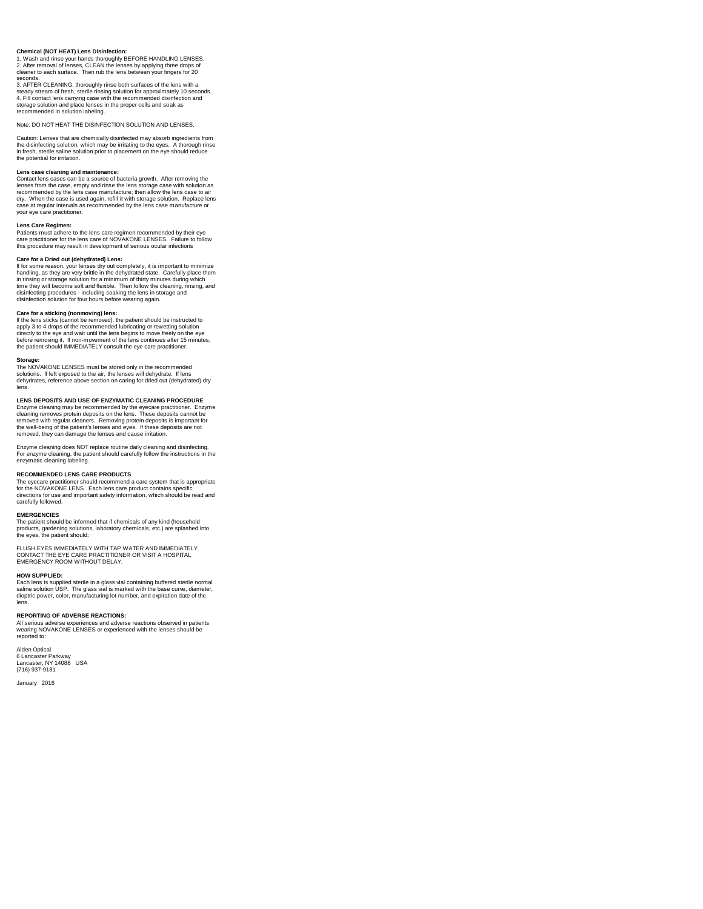**Chemical (NOT HEAT) Lens Disinfection:**

1. Wash and rinse your hands thoroughly BEFORE HANDLING LENSES.
2. After removal of lenses, CLEAN the lenses by applying three drops of cleaner to each surface. Then rub the lens between your fingers for 20 seconds.
3. AFTER CLEANING, thoroughly rinse both surfaces of the lens with a steady stream of fresh, sterile rinsing solution for approximately 10 seconds.
4. Fill contact lens carrying case with the recommended disinfection and storage solution and place lenses in the proper cells and soak as recommended in solution labeling.

Note: DO NOT HEAT THE DISINFECTION SOLUTION AND LENSES.

Caution: Lenses that are chemically disinfected may absorb ingredients from the disinfecting solution, which may be irritating to the eyes. A thorough rinse in fresh, sterile saline solution prior to placement on the eye should reduce the potential for irritation.

**Lens case cleaning and maintenance:**

Contact lens cases can be a source of bacteria growth. After removing the lenses from the case, empty and rinse the lens storage case with solution as recommended by the lens case manufacture; then allow the lens case to air dry. When the case is used again, refill it with storage solution. Replace lens case at regular intervals as recommended by the lens case manufacture or your eye care practitioner.

**Lens Care Regimen:**

Patients must adhere to the lens care regimen recommended by their eye care practitioner for the lens care of NOVAKONE LENSES. Failure to follow this procedure may result in development of serious ocular infections

**Care for a Dried out (dehydrated) Lens:**

If for some reason, your lenses dry out completely, it is important to minimize handling, as they are very brittle in the dehydrated state. Carefully place them in rinsing or storage solution for a minimum of thirty minutes during which time they will become soft and flexible. Then follow the cleaning, rinsing, and disinfecting procedures - including soaking the lens in storage and disinfection solution for four hours before wearing again.

**Care for a sticking (nonmoving) lens:**

If the lens sticks (cannot be removed), the patient should be instructed to apply 3 to 4 drops of the recommended lubricating or rewetting solution directly to the eye and wait until the lens begins to move freely on the eye before removing it. If non-movement of the lens continues after 15 minutes, the patient should IMMEDIATELY consult the eye care practitioner.

**Storage:**

The NOVAKONE LENSES must be stored only in the recommended solutions. If left exposed to the air, the lenses will dehydrate. If lens dehydrates, reference above section on caring for dried out (dehydrated) dry lens.

**LENS DEPOSITS AND USE OF ENZYMATIC CLEANING PROCEDURE**

Enzyme cleaning may be recommended by the eyecare practitioner. Enzyme cleaning removes protein deposits on the lens. These deposits cannot be removed with regular cleaners. Removing protein deposits is important for the well-being of the patient's lenses and eyes. If these deposits are not removed, they can damage the lenses and cause irritation.

Enzyme cleaning does NOT replace routine daily cleaning and disinfecting. For enzyme cleaning, the patient should carefully follow the instructions in the enzymatic cleaning labeling.

**RECOMMENDED LENS CARE PRODUCTS**

The eyecare practitioner should recommend a care system that is appropriate for the NOVAKONE LENS. Each lens care product contains specific directions for use and important safety information, which should be read and carefully followed.

**EMERGENCIES**

The patient should be informed that if chemicals of any kind (household products, gardening solutions, laboratory chemicals, etc.) are splashed into the eyes, the patient should:

FLUSH EYES IMMEDIATELY WITH TAP WATER AND IMMEDIATELY CONTACT THE EYE CARE PRACTITIONER OR VISIT A HOSPITAL EMERGENCY ROOM WITHOUT DELAY.

**HOW SUPPLIED:**

Each lens is supplied sterile in a glass vial containing buffered sterile normal saline solution USP. The glass vial is marked with the base curve, diameter, dioptric power, color, manufacturing lot number, and expiration date of the lens.

**REPORTING OF ADVERSE REACTIONS:**

All serious adverse experiences and adverse reactions observed in patients wearing NOVAKONE LENSES or experienced with the lenses should be reported to:

Alden Optical
6 Lancaster Parkway
Lancaster, NY 14086 USA
(716) 937-9181

January 2016